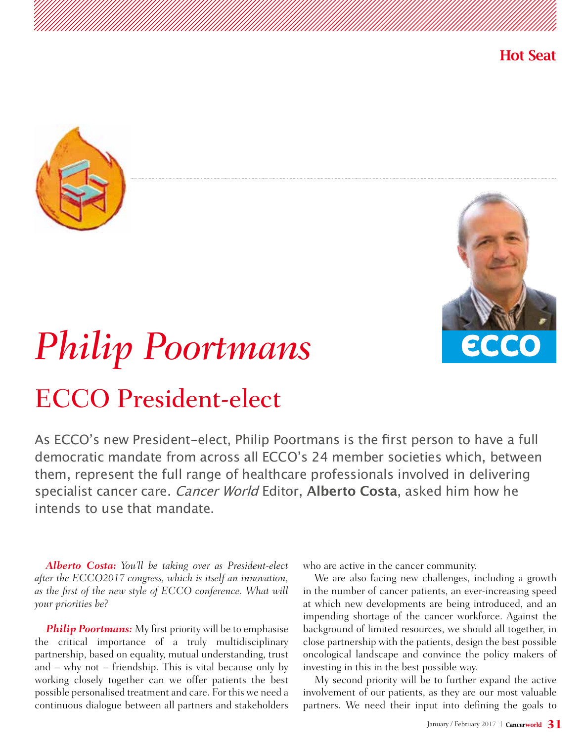# Philip Poortmans

## ECCO President-elect

As ECCO's new President-elect, Philip Poortmans is the first person to have a full democratic mandate from across all ECCO's 24 member societies which, between them, represent the full range of healthcare professionals involved in delivering specialist cancer care. *Cancer World* Editor, **Alberto Costa**, asked him how he intends to use that mandate.

***Alberto Costa:*** *You'll be taking over as President-elect after the ECCO2017 congress, which is itself an innovation, as the first of the new style of ECCO conference. What will your priorities be?*

***Philip Poortmans:*** My first priority will be to emphasise the critical importance of a truly multidisciplinary partnership, based on equality, mutual understanding, trust and – why not – friendship. This is vital because only by working closely together can we offer patients the best possible personalised treatment and care. For this we need a continuous dialogue between all partners and stakeholders who are active in the cancer community.

We are also facing new challenges, including a growth in the number of cancer patients, an ever-increasing speed at which new developments are being introduced, and an impending shortage of the cancer workforce. Against the background of limited resources, we should all together, in close partnership with the patients, design the best possible oncological landscape and convince the policy makers of investing in this in the best possible way.

My second priority will be to further expand the active involvement of our patients, as they are our most valuable partners. We need their input into defining the goals to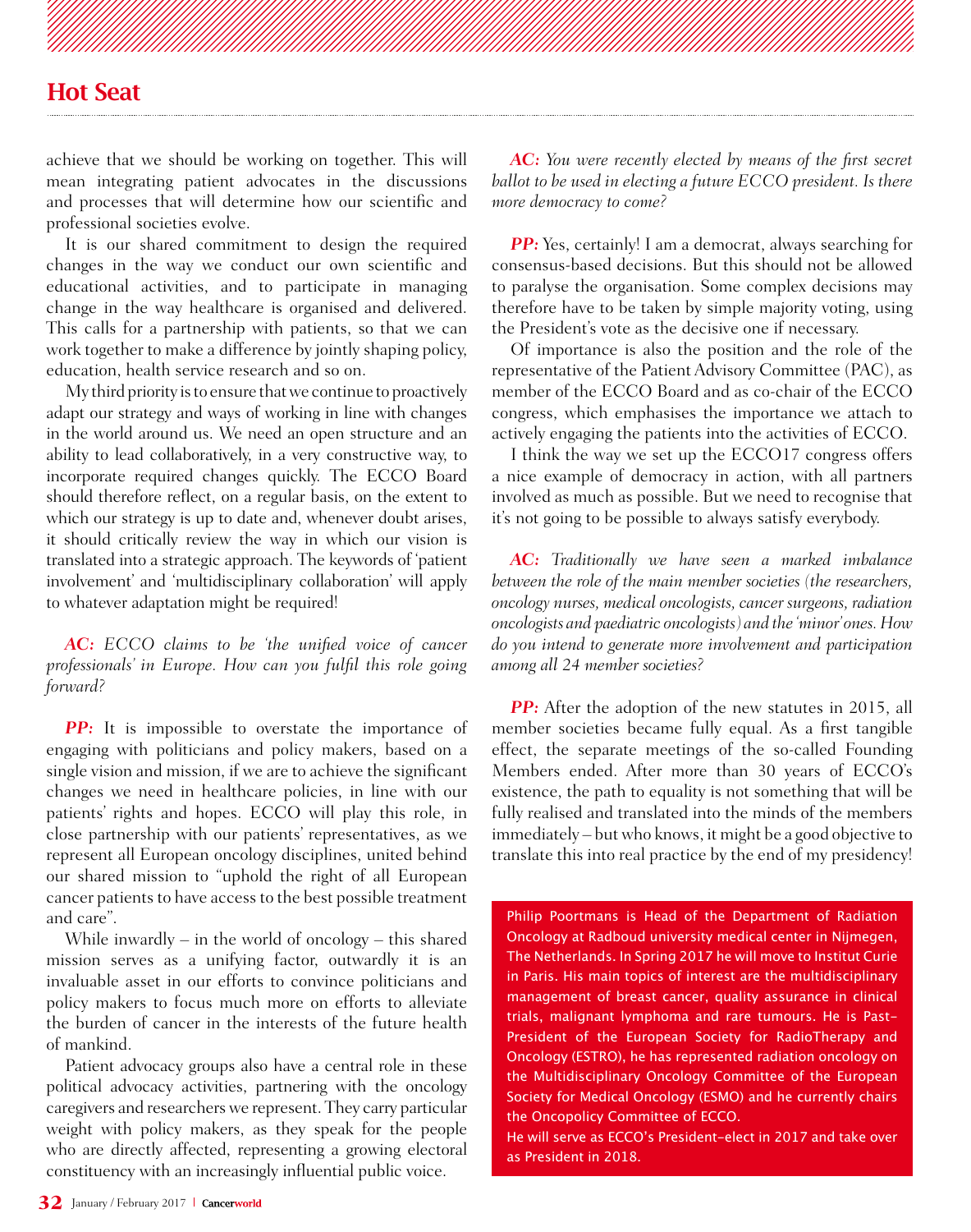achieve that we should be working on together. This will mean integrating patient advocates in the discussions and processes that will determine how our scientific and professional societies evolve.

It is our shared commitment to design the required changes in the way we conduct our own scientific and educational activities, and to participate in managing change in the way healthcare is organised and delivered. This calls for a partnership with patients, so that we can work together to make a difference by jointly shaping policy, education, health service research and so on.

My third priority is to ensure that we continue to proactively adapt our strategy and ways of working in line with changes in the world around us. We need an open structure and an ability to lead collaboratively, in a very constructive way, to incorporate required changes quickly. The ECCO Board should therefore reflect, on a regular basis, on the extent to which our strategy is up to date and, whenever doubt arises, it should critically review the way in which our vision is translated into a strategic approach. The keywords of 'patient involvement' and 'multidisciplinary collaboration' will apply to whatever adaptation might be required!

***AC:*** *ECCO claims to be 'the unified voice of cancer professionals' in Europe. How can you fulfil this role going forward?*

***PP:*** It is impossible to overstate the importance of engaging with politicians and policy makers, based on a single vision and mission, if we are to achieve the significant changes we need in healthcare policies, in line with our patients' rights and hopes. ECCO will play this role, in close partnership with our patients' representatives, as we represent all European oncology disciplines, united behind our shared mission to "uphold the right of all European cancer patients to have access to the best possible treatment and care".

While inwardly – in the world of oncology – this shared mission serves as a unifying factor, outwardly it is an invaluable asset in our efforts to convince politicians and policy makers to focus much more on efforts to alleviate the burden of cancer in the interests of the future health of mankind.

Patient advocacy groups also have a central role in these political advocacy activities, partnering with the oncology caregivers and researchers we represent. They carry particular weight with policy makers, as they speak for the people who are directly affected, representing a growing electoral constituency with an increasingly influential public voice.

***AC:*** *You were recently elected by means of the first secret ballot to be used in electing a future ECCO president. Is there more democracy to come?*

***PP:*** Yes, certainly! I am a democrat, always searching for consensus-based decisions. But this should not be allowed to paralyse the organisation. Some complex decisions may therefore have to be taken by simple majority voting, using the President's vote as the decisive one if necessary.

Of importance is also the position and the role of the representative of the Patient Advisory Committee (PAC), as member of the ECCO Board and as co-chair of the ECCO congress, which emphasises the importance we attach to actively engaging the patients into the activities of ECCO.

I think the way we set up the ECCO17 congress offers a nice example of democracy in action, with all partners involved as much as possible. But we need to recognise that it's not going to be possible to always satisfy everybody.

***AC:*** *Traditionally we have seen a marked imbalance between the role of the main member societies (the researchers, oncology nurses, medical oncologists, cancer surgeons, radiation oncologists and paediatric oncologists) and the 'minor' ones. How do you intend to generate more involvement and participation among all 24 member societies?*

***PP:*** After the adoption of the new statutes in 2015, all member societies became fully equal. As a first tangible effect, the separate meetings of the so-called Founding Members ended. After more than 30 years of ECCO's existence, the path to equality is not something that will be fully realised and translated into the minds of the members immediately – but who knows, it might be a good objective to translate this into real practice by the end of my presidency!

Philip Poortmans is Head of the Department of Radiation Oncology at Radboud university medical center in Nijmegen, The Netherlands. In Spring 2017 he will move to Institut Curie in Paris. His main topics of interest are the multidisciplinary management of breast cancer, quality assurance in clinical trials, malignant lymphoma and rare tumours. He is Past-President of the European Society for RadioTherapy and Oncology (ESTRO), he has represented radiation oncology on the Multidisciplinary Oncology Committee of the European Society for Medical Oncology (ESMO) and he currently chairs the Oncopolicy Committee of ECCO.

He will serve as ECCO's President-elect in 2017 and take over as President in 2018.